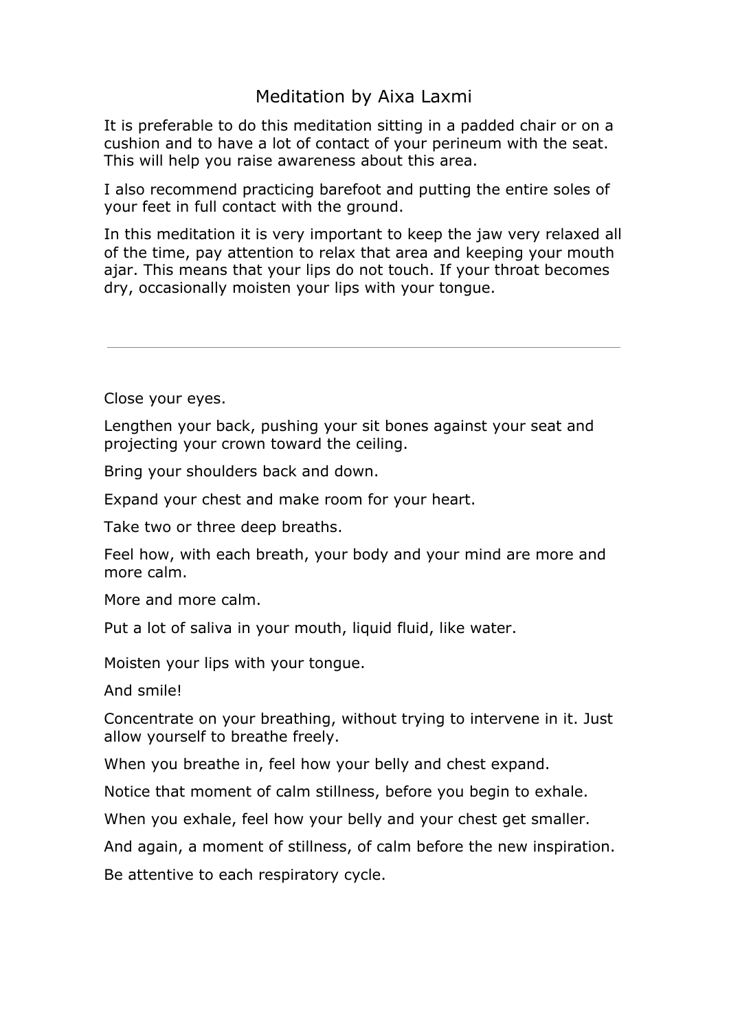# Meditation by Aixa Laxmi

It is preferable to do this meditation sitting in a padded chair or on a cushion and to have a lot of contact of your perineum with the seat. This will help you raise awareness about this area.

I also recommend practicing barefoot and putting the entire soles of your feet in full contact with the ground.

In this meditation it is very important to keep the jaw very relaxed all of the time, pay attention to relax that area and keeping your mouth ajar. This means that your lips do not touch. If your throat becomes dry, occasionally moisten your lips with your tongue.

---

Close your eyes.

Lengthen your back, pushing your sit bones against your seat and projecting your crown toward the ceiling.

Bring your shoulders back and down.

Expand your chest and make room for your heart.

Take two or three deep breaths.

Feel how, with each breath, your body and your mind are more and more calm.

More and more calm.

Put a lot of saliva in your mouth, liquid fluid, like water.

Moisten your lips with your tongue.

And smile!

Concentrate on your breathing, without trying to intervene in it. Just allow yourself to breathe freely.

When you breathe in, feel how your belly and chest expand.

Notice that moment of calm stillness, before you begin to exhale.

When you exhale, feel how your belly and your chest get smaller.

And again, a moment of stillness, of calm before the new inspiration.

Be attentive to each respiratory cycle.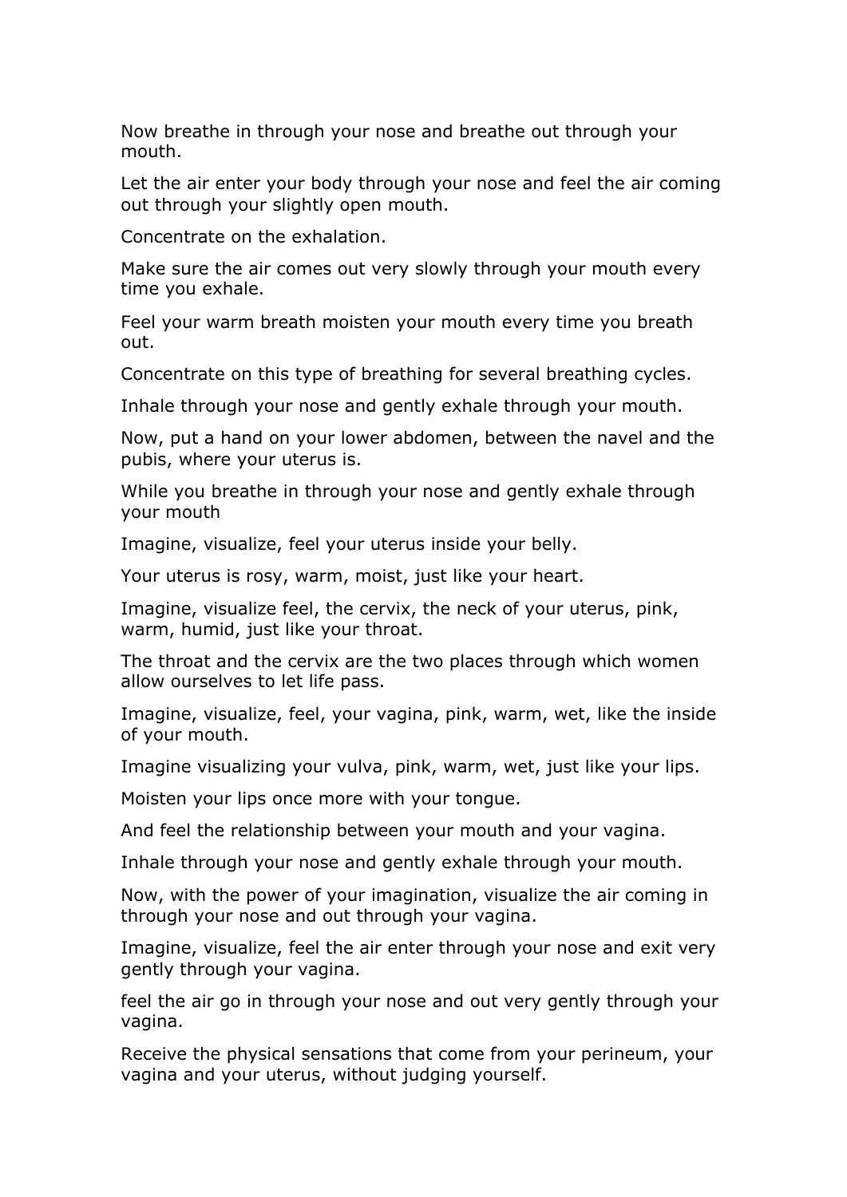Now breathe in through your nose and breathe out through your mouth.

Let the air enter your body through your nose and feel the air coming out through your slightly open mouth.

Concentrate on the exhalation.

Make sure the air comes out very slowly through your mouth every time you exhale.

Feel your warm breath moisten your mouth every time you breath out.

Concentrate on this type of breathing for several breathing cycles.

Inhale through your nose and gently exhale through your mouth.

Now, put a hand on your lower abdomen, between the navel and the pubis, where your uterus is.

While you breathe in through your nose and gently exhale through your mouth

Imagine, visualize, feel your uterus inside your belly.

Your uterus is rosy, warm, moist, just like your heart.

Imagine, visualize feel, the cervix, the neck of your uterus, pink, warm, humid, just like your throat.

The throat and the cervix are the two places through which women allow ourselves to let life pass.

Imagine, visualize, feel, your vagina, pink, warm, wet, like the inside of your mouth.

Imagine visualizing your vulva, pink, warm, wet, just like your lips.

Moisten your lips once more with your tongue.

And feel the relationship between your mouth and your vagina.

Inhale through your nose and gently exhale through your mouth.

Now, with the power of your imagination, visualize the air coming in through your nose and out through your vagina.

Imagine, visualize, feel the air enter through your nose and exit very gently through your vagina.

feel the air go in through your nose and out very gently through your vagina.

Receive the physical sensations that come from your perineum, your vagina and your uterus, without judging yourself.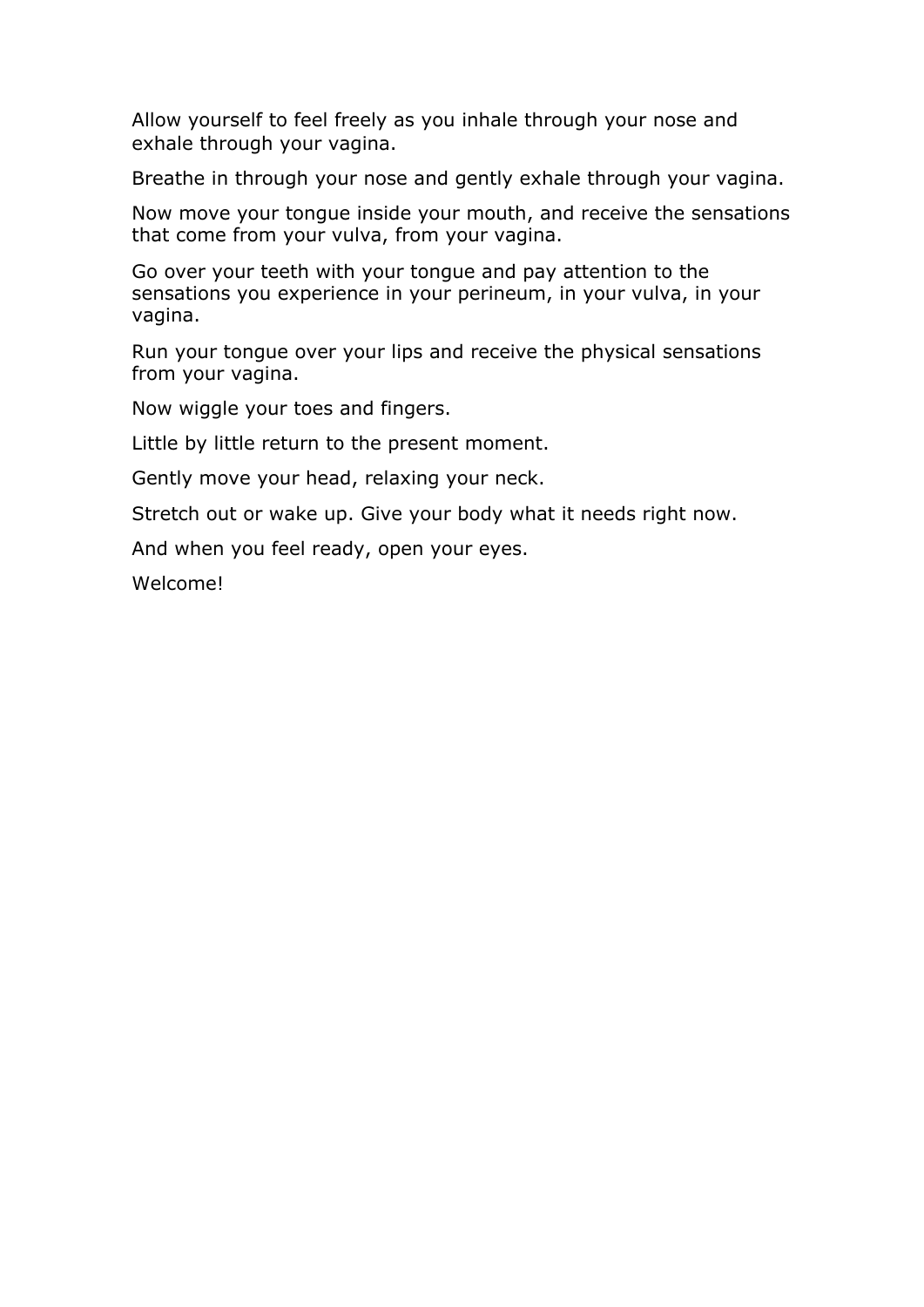Allow yourself to feel freely as you inhale through your nose and exhale through your vagina.

Breathe in through your nose and gently exhale through your vagina.

Now move your tongue inside your mouth, and receive the sensations that come from your vulva, from your vagina.

Go over your teeth with your tongue and pay attention to the sensations you experience in your perineum, in your vulva, in your vagina.

Run your tongue over your lips and receive the physical sensations from your vagina.

Now wiggle your toes and fingers.

Little by little return to the present moment.

Gently move your head, relaxing your neck.

Stretch out or wake up. Give your body what it needs right now.

And when you feel ready, open your eyes.

Welcome!